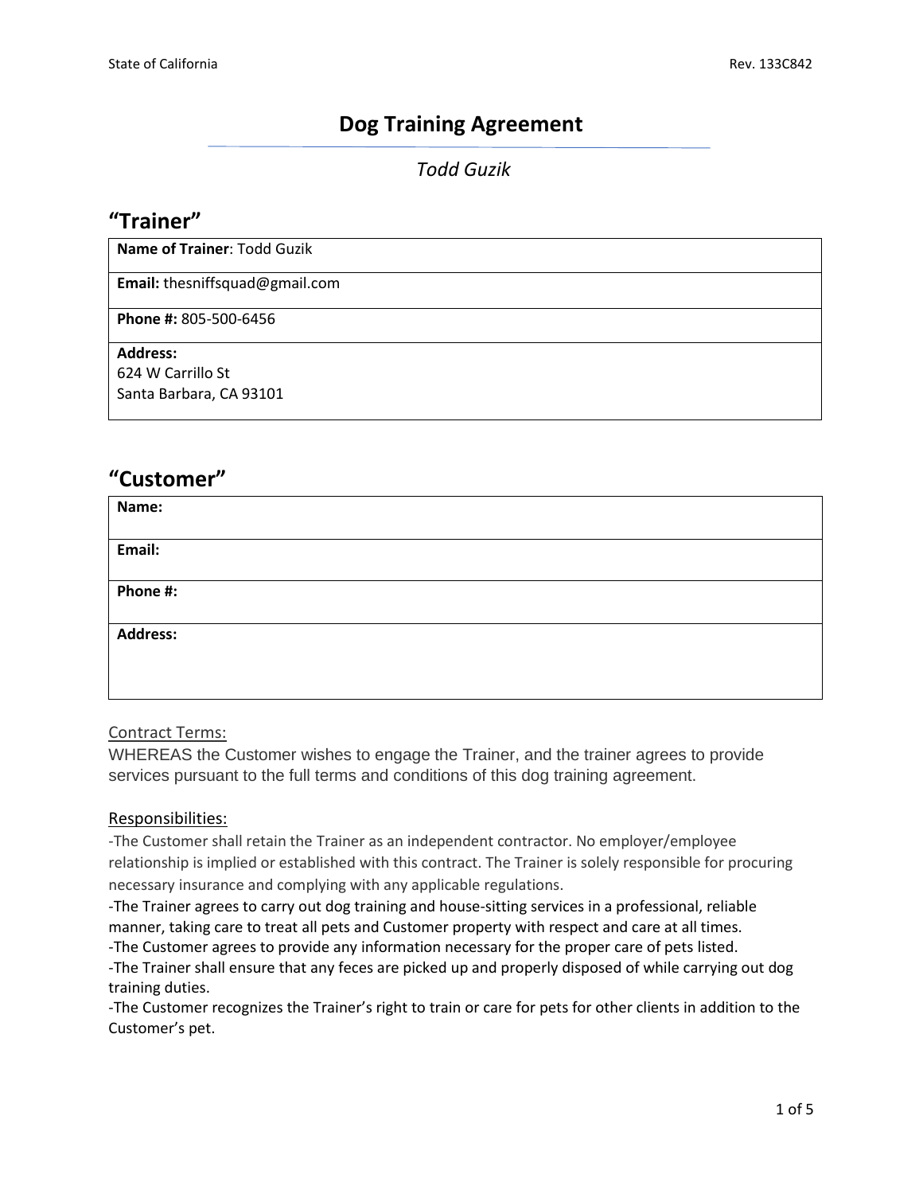# Dog Training Agreement

*Todd Guzik*

## "Trainer"

| **Name of Trainer**: Todd Guzik |
|---|
| **Email:** thesniffsquad@gmail.com |
| **Phone #:** 805-500-6456 |
| **Address:**<br>624 W Carrillo St<br>Santa Barbara, CA 93101 |

## "Customer"

| **Name:** |
|---|
| **Email:** |
| **Phone #:** |
| **Address:** |

Contract Terms:

WHEREAS the Customer wishes to engage the Trainer, and the trainer agrees to provide services pursuant to the full terms and conditions of this dog training agreement.

Responsibilities:

-The Customer shall retain the Trainer as an independent contractor. No employer/employee relationship is implied or established with this contract. The Trainer is solely responsible for procuring necessary insurance and complying with any applicable regulations.
-The Trainer agrees to carry out dog training and house-sitting services in a professional, reliable manner, taking care to treat all pets and Customer property with respect and care at all times.
-The Customer agrees to provide any information necessary for the proper care of pets listed.
-The Trainer shall ensure that any feces are picked up and properly disposed of while carrying out dog training duties.
-The Customer recognizes the Trainer's right to train or care for pets for other clients in addition to the Customer's pet.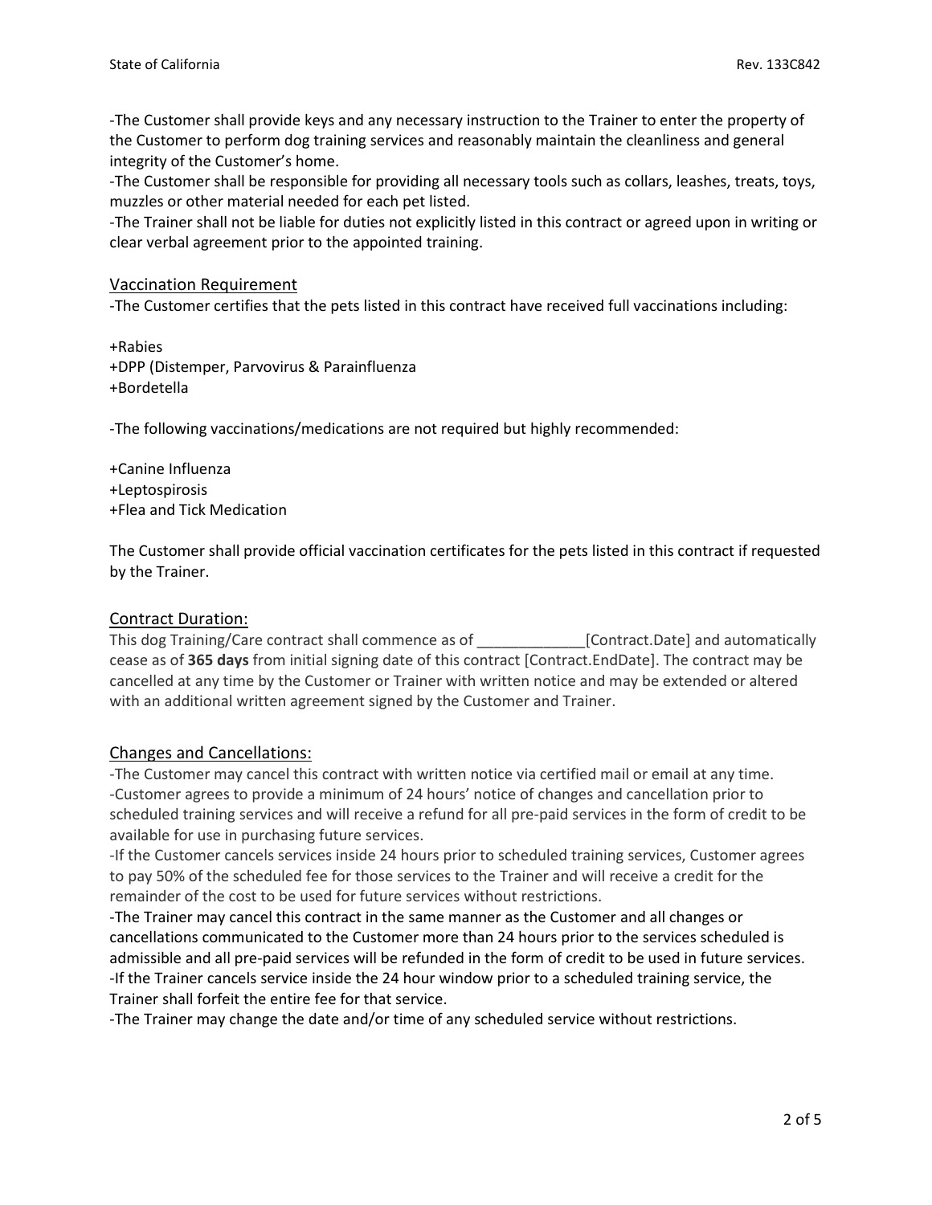-The Customer shall provide keys and any necessary instruction to the Trainer to enter the property of the Customer to perform dog training services and reasonably maintain the cleanliness and general integrity of the Customer's home.
-The Customer shall be responsible for providing all necessary tools such as collars, leashes, treats, toys, muzzles or other material needed for each pet listed.
-The Trainer shall not be liable for duties not explicitly listed in this contract or agreed upon in writing or clear verbal agreement prior to the appointed training.

## Vaccination Requirement

-The Customer certifies that the pets listed in this contract have received full vaccinations including:

+Rabies
+DPP (Distemper, Parvovirus & Parainfluenza
+Bordetella

-The following vaccinations/medications are not required but highly recommended:

+Canine Influenza
+Leptospirosis
+Flea and Tick Medication

The Customer shall provide official vaccination certificates for the pets listed in this contract if requested by the Trainer.

## Contract Duration:

This dog Training/Care contract shall commence as of _____________[Contract.Date] and automatically cease as of **365 days** from initial signing date of this contract [Contract.EndDate]. The contract may be cancelled at any time by the Customer or Trainer with written notice and may be extended or altered with an additional written agreement signed by the Customer and Trainer.

## Changes and Cancellations:

-The Customer may cancel this contract with written notice via certified mail or email at any time.
-Customer agrees to provide a minimum of 24 hours' notice of changes and cancellation prior to scheduled training services and will receive a refund for all pre-paid services in the form of credit to be available for use in purchasing future services.
-If the Customer cancels services inside 24 hours prior to scheduled training services, Customer agrees to pay 50% of the scheduled fee for those services to the Trainer and will receive a credit for the remainder of the cost to be used for future services without restrictions.
-The Trainer may cancel this contract in the same manner as the Customer and all changes or cancellations communicated to the Customer more than 24 hours prior to the services scheduled is admissible and all pre-paid services will be refunded in the form of credit to be used in future services.
-If the Trainer cancels service inside the 24 hour window prior to a scheduled training service, the Trainer shall forfeit the entire fee for that service.
-The Trainer may change the date and/or time of any scheduled service without restrictions.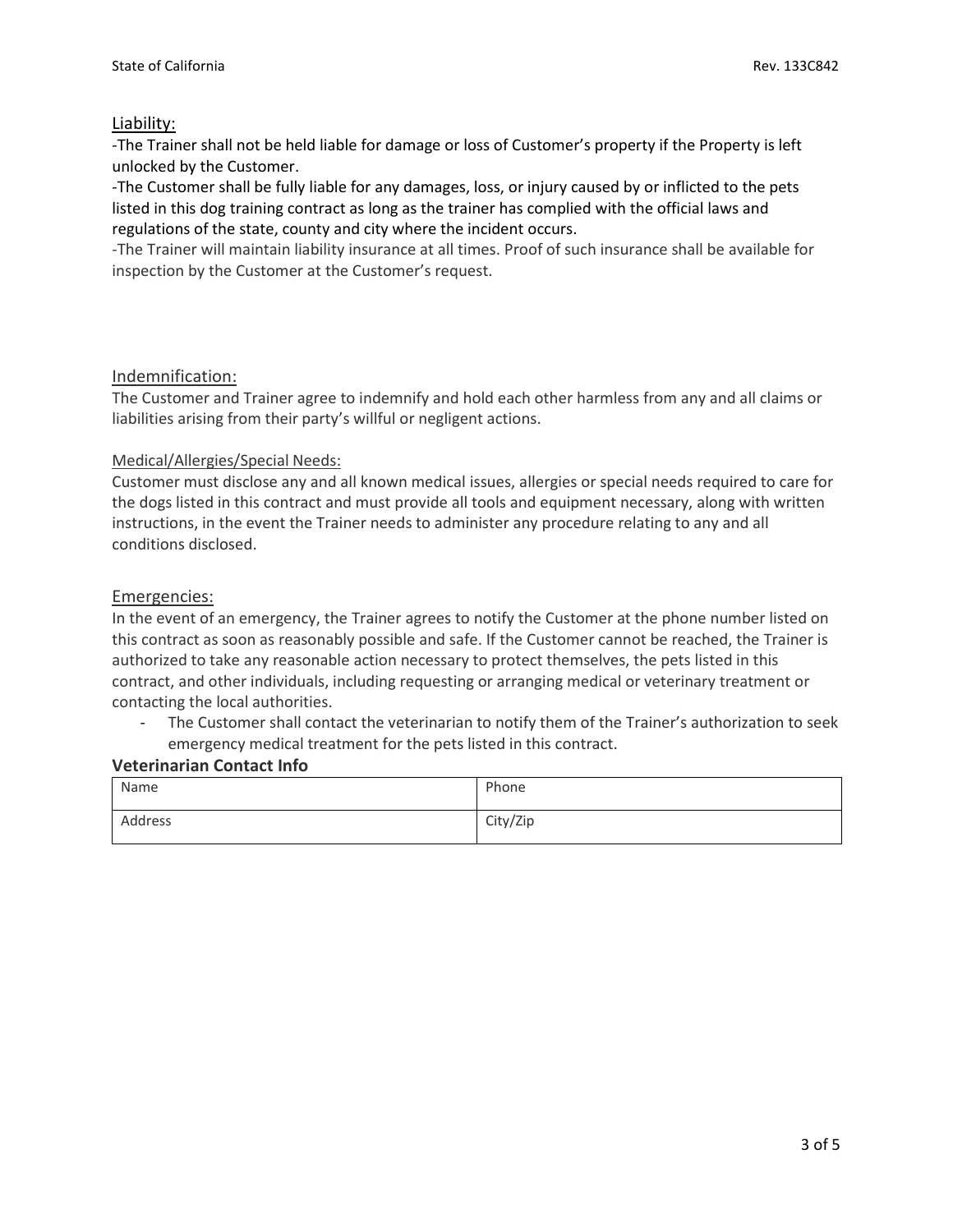## Liability:

-The Trainer shall not be held liable for damage or loss of Customer's property if the Property is left unlocked by the Customer.

-The Customer shall be fully liable for any damages, loss, or injury caused by or inflicted to the pets listed in this dog training contract as long as the trainer has complied with the official laws and regulations of the state, county and city where the incident occurs.

-The Trainer will maintain liability insurance at all times. Proof of such insurance shall be available for inspection by the Customer at the Customer's request.

## Indemnification:

The Customer and Trainer agree to indemnify and hold each other harmless from any and all claims or liabilities arising from their party's willful or negligent actions.

### Medical/Allergies/Special Needs:

Customer must disclose any and all known medical issues, allergies or special needs required to care for the dogs listed in this contract and must provide all tools and equipment necessary, along with written instructions, in the event the Trainer needs to administer any procedure relating to any and all conditions disclosed.

## Emergencies:

In the event of an emergency, the Trainer agrees to notify the Customer at the phone number listed on this contract as soon as reasonably possible and safe. If the Customer cannot be reached, the Trainer is authorized to take any reasonable action necessary to protect themselves, the pets listed in this contract, and other individuals, including requesting or arranging medical or veterinary treatment or contacting the local authorities.

- The Customer shall contact the veterinarian to notify them of the Trainer's authorization to seek emergency medical treatment for the pets listed in this contract.

**Veterinarian Contact Info**

| Name | Phone |
|---|---|
| Address | City/Zip |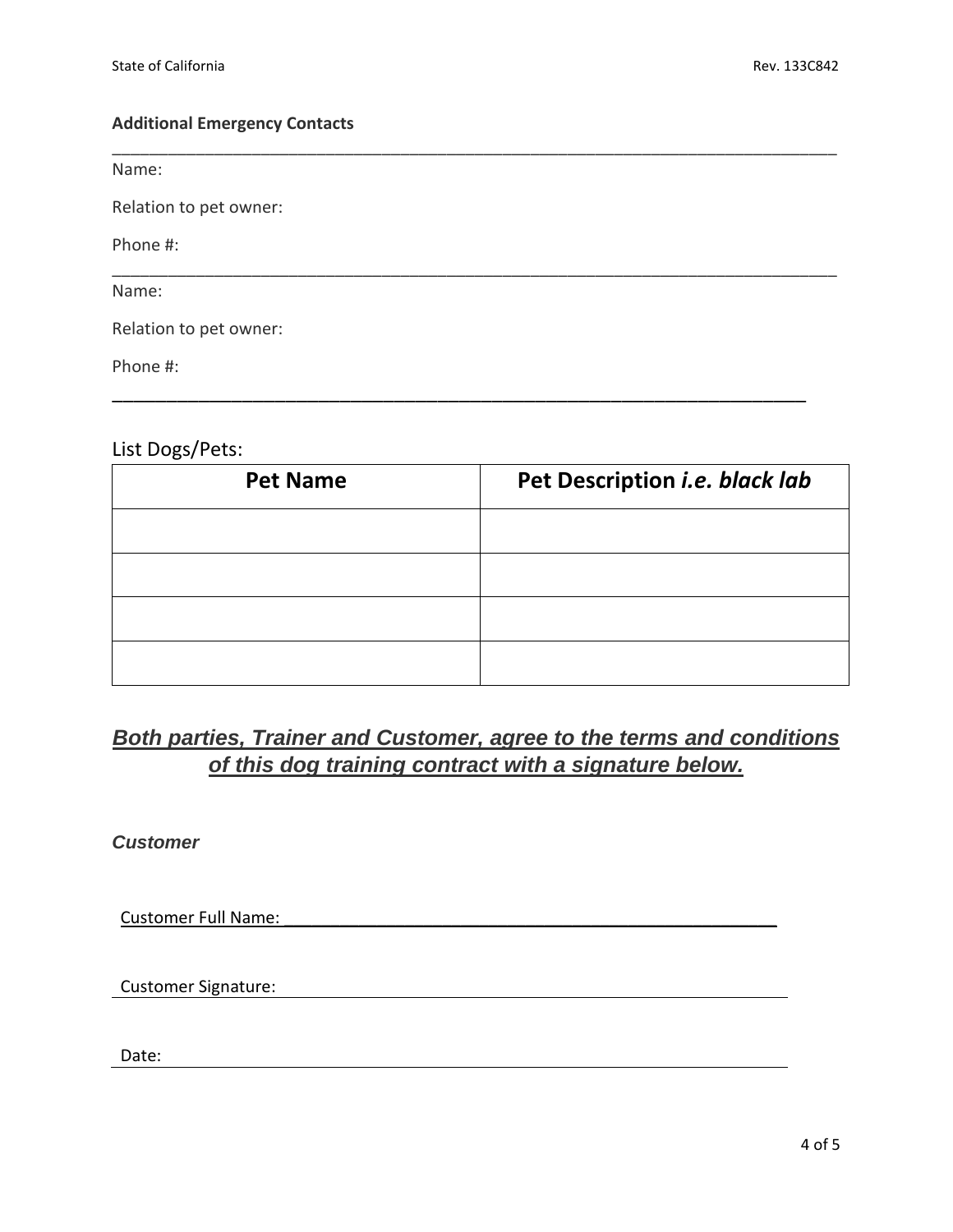**Additional Emergency Contacts**

---

Name:

Relation to pet owner:

Phone #:

---

Name:

Relation to pet owner:

Phone #:

---

List Dogs/Pets:

| Pet Name | Pet Description *i.e. black lab* |
| --- | --- |
| | |
| | |
| | |
| | |

***Both parties, Trainer and Customer, agree to the terms and conditions of this dog training contract with a signature below.***

***Customer***

Customer Full Name: ______________________________

Customer Signature: ______________________________

Date: ______________________________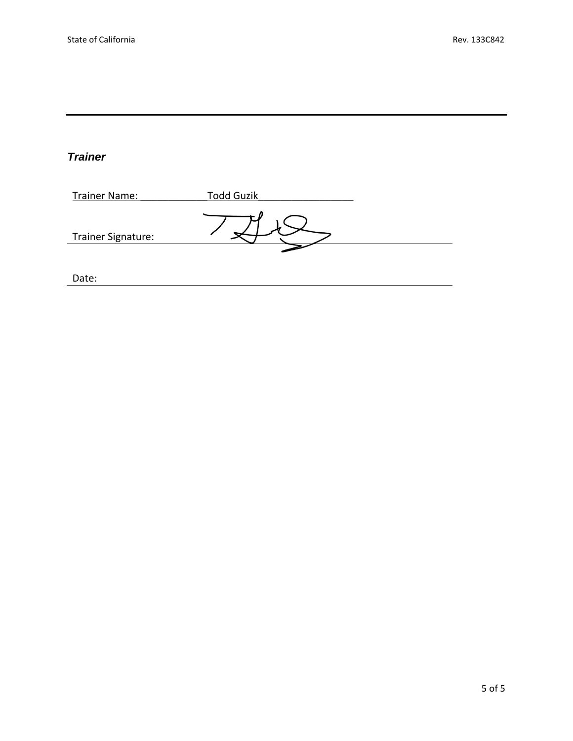### *Trainer*

Trainer Name: ____________Todd Guzik________________

Trainer Signature: ______________________________

Date: ______________________________